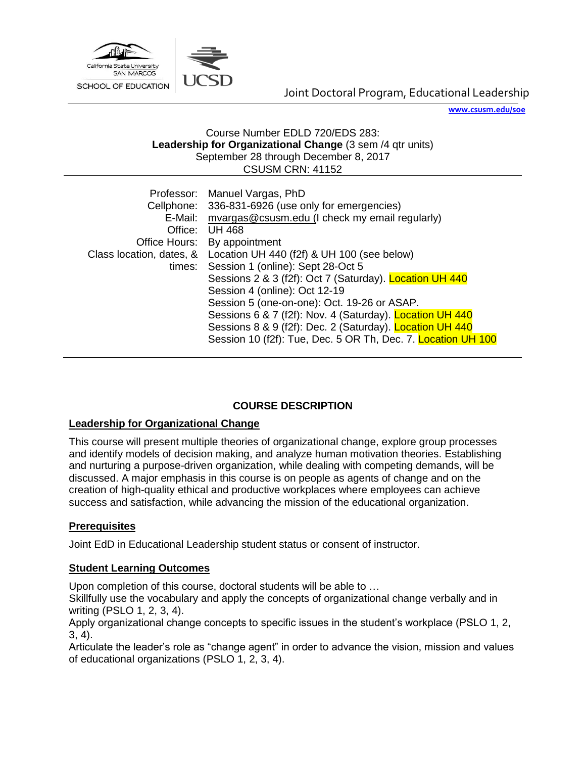California State University SAN MARCOS SCHOOL OF EDUCATION | UCSD

Joint Doctoral Program, Educational Leadership

www.csusm.edu/soe

Course Number EDLD 720/EDS 283:
**Leadership for Organizational Change** (3 sem /4 qtr units)
September 28 through December 8, 2017
CSUSM CRN: 41152

| | |
|---|---|
| Professor: | Manuel Vargas, PhD |
| Cellphone: | 336-831-6926 (use only for emergencies) |
| E-Mail: | mvargas@csusm.edu (I check my email regularly) |
| Office: | UH 468 |
| Office Hours: | By appointment |
| Class location, dates, & times: | Location UH 440 (f2f) & UH 100 (see below)<br>Session 1 (online): Sept 28-Oct 5<br>Sessions 2 & 3 (f2f): Oct 7 (Saturday). Location UH 440<br>Session 4 (online): Oct 12-19<br>Session 5 (one-on-one): Oct. 19-26 or ASAP.<br>Sessions 6 & 7 (f2f): Nov. 4 (Saturday). Location UH 440<br>Sessions 8 & 9 (f2f): Dec. 2 (Saturday). Location UH 440<br>Session 10 (f2f): Tue, Dec. 5 OR Th, Dec. 7. Location UH 100 |

## COURSE DESCRIPTION

### Leadership for Organizational Change

This course will present multiple theories of organizational change, explore group processes and identify models of decision making, and analyze human motivation theories. Establishing and nurturing a purpose-driven organization, while dealing with competing demands, will be discussed. A major emphasis in this course is on people as agents of change and on the creation of high-quality ethical and productive workplaces where employees can achieve success and satisfaction, while advancing the mission of the educational organization.

### Prerequisites

Joint EdD in Educational Leadership student status or consent of instructor.

### Student Learning Outcomes

Upon completion of this course, doctoral students will be able to …

Skillfully use the vocabulary and apply the concepts of organizational change verbally and in writing (PSLO 1, 2, 3, 4).

Apply organizational change concepts to specific issues in the student's workplace (PSLO 1, 2, 3, 4).

Articulate the leader's role as "change agent" in order to advance the vision, mission and values of educational organizations (PSLO 1, 2, 3, 4).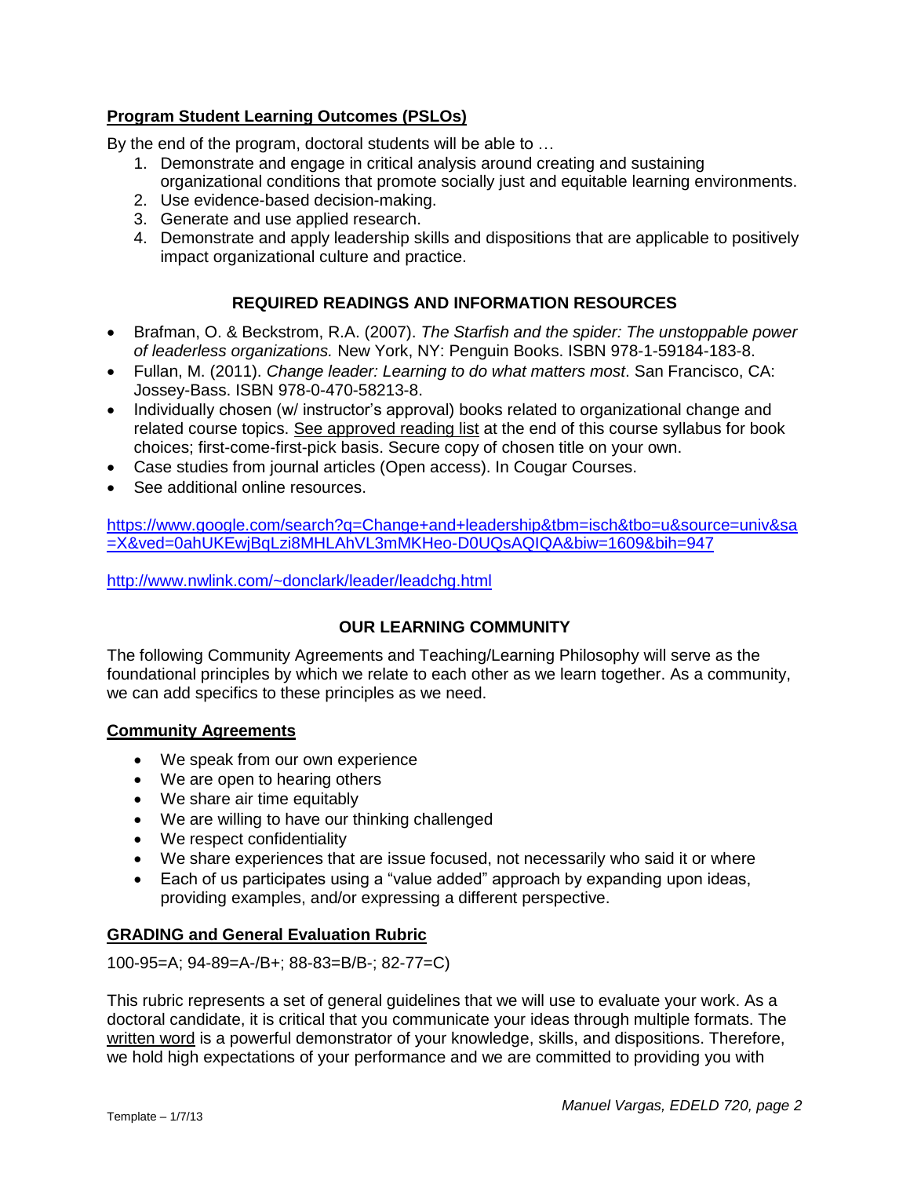## Program Student Learning Outcomes (PSLOs)

By the end of the program, doctoral students will be able to …

1. Demonstrate and engage in critical analysis around creating and sustaining organizational conditions that promote socially just and equitable learning environments.
2. Use evidence-based decision-making.
3. Generate and use applied research.
4. Demonstrate and apply leadership skills and dispositions that are applicable to positively impact organizational culture and practice.

## REQUIRED READINGS AND INFORMATION RESOURCES

- Brafman, O. & Beckstrom, R.A. (2007). *The Starfish and the spider: The unstoppable power of leaderless organizations.* New York, NY: Penguin Books. ISBN 978-1-59184-183-8.
- Fullan, M. (2011). *Change leader: Learning to do what matters most*. San Francisco, CA: Jossey-Bass. ISBN 978-0-470-58213-8.
- Individually chosen (w/ instructor's approval) books related to organizational change and related course topics. See approved reading list at the end of this course syllabus for book choices; first-come-first-pick basis. Secure copy of chosen title on your own.
- Case studies from journal articles (Open access). In Cougar Courses.
- See additional online resources.

https://www.google.com/search?q=Change+and+leadership&tbm=isch&tbo=u&source=univ&sa=X&ved=0ahUKEwjBqLzi8MHLAhVL3mMKHeo-D0UQsAQIQA&biw=1609&bih=947

http://www.nwlink.com/~donclark/leader/leadchg.html

## OUR LEARNING COMMUNITY

The following Community Agreements and Teaching/Learning Philosophy will serve as the foundational principles by which we relate to each other as we learn together. As a community, we can add specifics to these principles as we need.

### Community Agreements

- We speak from our own experience
- We are open to hearing others
- We share air time equitably
- We are willing to have our thinking challenged
- We respect confidentiality
- We share experiences that are issue focused, not necessarily who said it or where
- Each of us participates using a "value added" approach by expanding upon ideas, providing examples, and/or expressing a different perspective.

### GRADING and General Evaluation Rubric

100-95=A; 94-89=A-/B+; 88-83=B/B-; 82-77=C)

This rubric represents a set of general guidelines that we will use to evaluate your work. As a doctoral candidate, it is critical that you communicate your ideas through multiple formats. The written word is a powerful demonstrator of your knowledge, skills, and dispositions. Therefore, we hold high expectations of your performance and we are committed to providing you with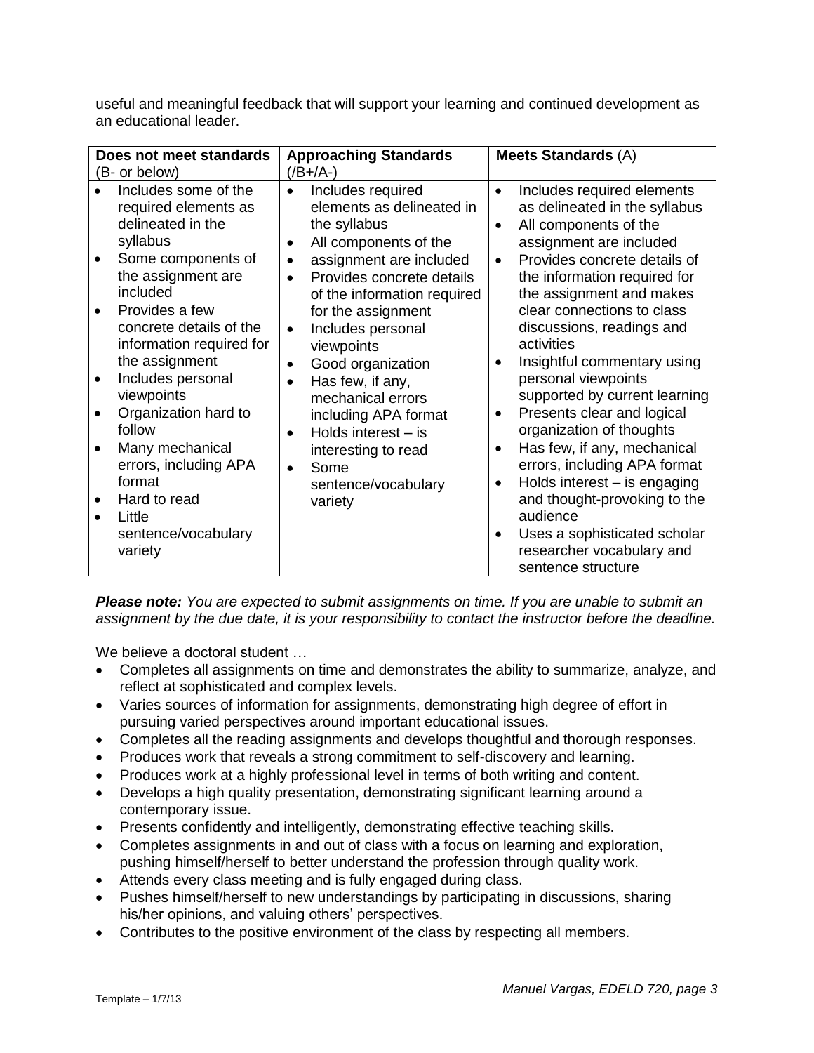useful and meaningful feedback that will support your learning and continued development as an educational leader.

| **Does not meet standards** (B- or below) | **Approaching Standards** (/B+/A-) | **Meets Standards** (A) |
|---|---|---|
| • Includes some of the required elements as delineated in the syllabus<br>• Some components of the assignment are included<br>• Provides a few concrete details of the information required for the assignment<br>• Includes personal viewpoints<br>• Organization hard to follow<br>• Many mechanical errors, including APA format<br>• Hard to read<br>• Little sentence/vocabulary variety | • Includes required elements as delineated in the syllabus<br>• All components of the assignment are included<br>• Provides concrete details of the information required for the assignment<br>• Includes personal viewpoints<br>• Good organization<br>• Has few, if any, mechanical errors including APA format<br>• Holds interest – is interesting to read<br>• Some sentence/vocabulary variety | • Includes required elements as delineated in the syllabus<br>• All components of the assignment are included<br>• Provides concrete details of the information required for the assignment and makes clear connections to class discussions, readings and activities<br>• Insightful commentary using personal viewpoints supported by current learning<br>• Presents clear and logical organization of thoughts<br>• Has few, if any, mechanical errors, including APA format<br>• Holds interest – is engaging and thought-provoking to the audience<br>• Uses a sophisticated scholar researcher vocabulary and sentence structure |

***Please note:*** *You are expected to submit assignments on time. If you are unable to submit an assignment by the due date, it is your responsibility to contact the instructor before the deadline.*

We believe a doctoral student …

- Completes all assignments on time and demonstrates the ability to summarize, analyze, and reflect at sophisticated and complex levels.
- Varies sources of information for assignments, demonstrating high degree of effort in pursuing varied perspectives around important educational issues.
- Completes all the reading assignments and develops thoughtful and thorough responses.
- Produces work that reveals a strong commitment to self-discovery and learning.
- Produces work at a highly professional level in terms of both writing and content.
- Develops a high quality presentation, demonstrating significant learning around a contemporary issue.
- Presents confidently and intelligently, demonstrating effective teaching skills.
- Completes assignments in and out of class with a focus on learning and exploration, pushing himself/herself to better understand the profession through quality work.
- Attends every class meeting and is fully engaged during class.
- Pushes himself/herself to new understandings by participating in discussions, sharing his/her opinions, and valuing others' perspectives.
- Contributes to the positive environment of the class by respecting all members.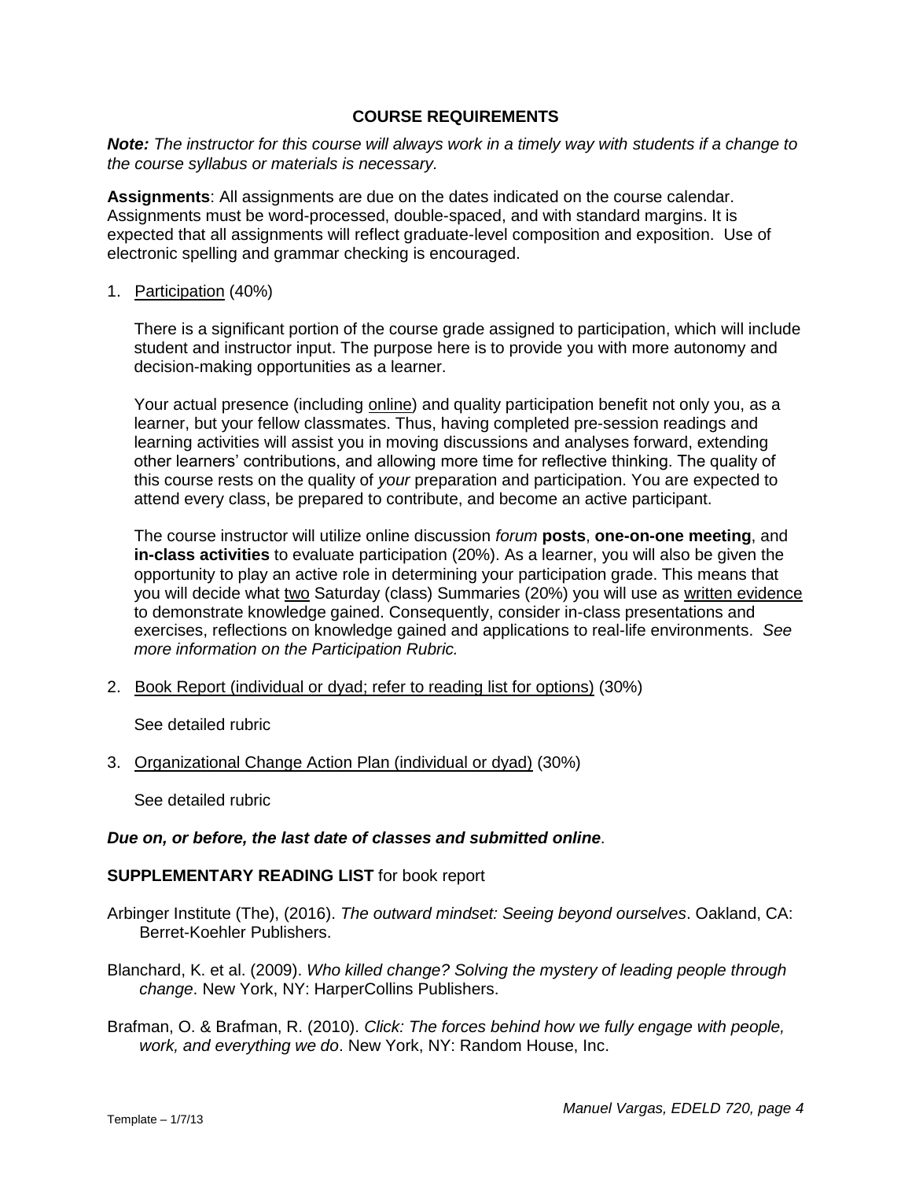## COURSE REQUIREMENTS

***Note:*** *The instructor for this course will always work in a timely way with students if a change to the course syllabus or materials is necessary.*

**Assignments**: All assignments are due on the dates indicated on the course calendar. Assignments must be word-processed, double-spaced, and with standard margins. It is expected that all assignments will reflect graduate-level composition and exposition. Use of electronic spelling and grammar checking is encouraged.

1. Participation (40%)

   There is a significant portion of the course grade assigned to participation, which will include student and instructor input. The purpose here is to provide you with more autonomy and decision-making opportunities as a learner.

   Your actual presence (including online) and quality participation benefit not only you, as a learner, but your fellow classmates. Thus, having completed pre-session readings and learning activities will assist you in moving discussions and analyses forward, extending other learners' contributions, and allowing more time for reflective thinking. The quality of this course rests on the quality of *your* preparation and participation. You are expected to attend every class, be prepared to contribute, and become an active participant.

   The course instructor will utilize online discussion *forum* **posts**, **one-on-one meeting**, and **in-class activities** to evaluate participation (20%). As a learner, you will also be given the opportunity to play an active role in determining your participation grade. This means that you will decide what two Saturday (class) Summaries (20%) you will use as written evidence to demonstrate knowledge gained. Consequently, consider in-class presentations and exercises, reflections on knowledge gained and applications to real-life environments. *See more information on the Participation Rubric.*

2. Book Report (individual or dyad; refer to reading list for options) (30%)

   See detailed rubric

3. Organizational Change Action Plan (individual or dyad) (30%)

   See detailed rubric

***Due on, or before, the last date of classes and submitted online***.

**SUPPLEMENTARY READING LIST** for book report

Arbinger Institute (The), (2016). *The outward mindset: Seeing beyond ourselves*. Oakland, CA: Berret-Koehler Publishers.

Blanchard, K. et al. (2009). *Who killed change? Solving the mystery of leading people through change*. New York, NY: HarperCollins Publishers.

Brafman, O. & Brafman, R. (2010). *Click: The forces behind how we fully engage with people, work, and everything we do*. New York, NY: Random House, Inc.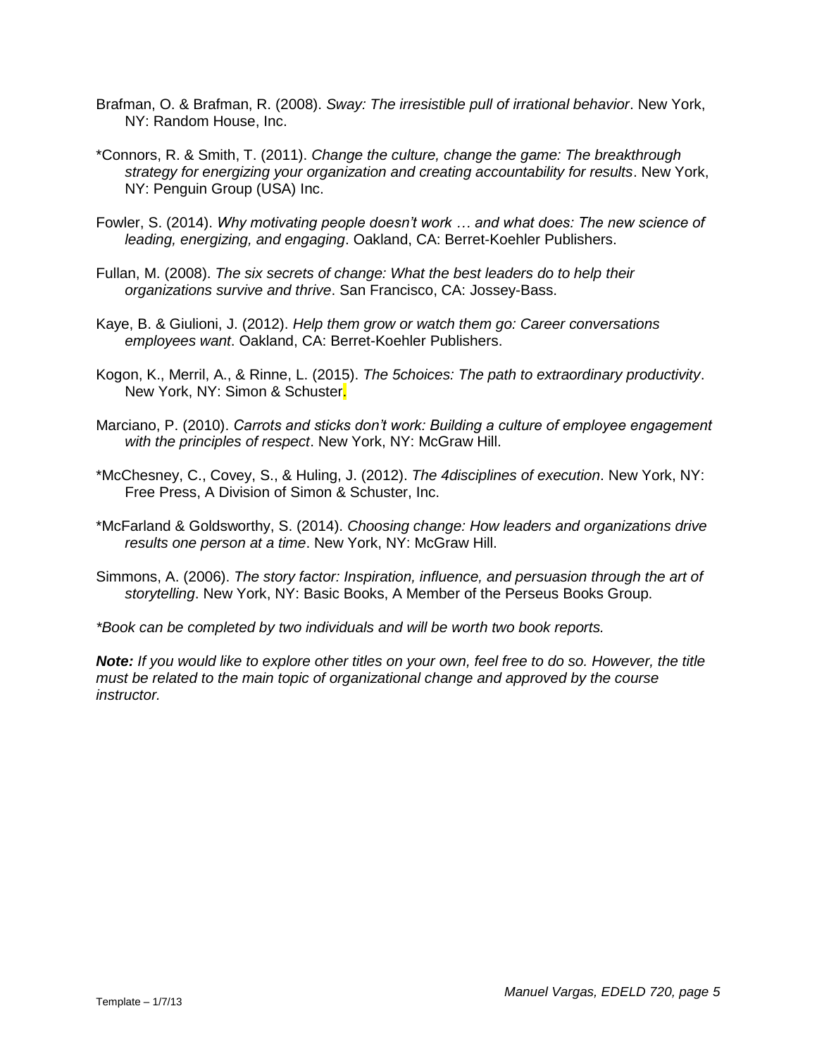Brafman, O. & Brafman, R. (2008). *Sway: The irresistible pull of irrational behavior*. New York, NY: Random House, Inc.

*Connors, R. & Smith, T. (2011). *Change the culture, change the game: The breakthrough strategy for energizing your organization and creating accountability for results*. New York, NY: Penguin Group (USA) Inc.

Fowler, S. (2014). *Why motivating people doesn't work … and what does: The new science of leading, energizing, and engaging*. Oakland, CA: Berret-Koehler Publishers.

Fullan, M. (2008). *The six secrets of change: What the best leaders do to help their organizations survive and thrive*. San Francisco, CA: Jossey-Bass.

Kaye, B. & Giulioni, J. (2012). *Help them grow or watch them go: Career conversations employees want*. Oakland, CA: Berret-Koehler Publishers.

Kogon, K., Merril, A., & Rinne, L. (2015). *The 5choices: The path to extraordinary productivity*. New York, NY: Simon & Schuster.

Marciano, P. (2010). *Carrots and sticks don't work: Building a culture of employee engagement with the principles of respect*. New York, NY: McGraw Hill.

*McChesney, C., Covey, S., & Huling, J. (2012). *The 4disciplines of execution*. New York, NY: Free Press, A Division of Simon & Schuster, Inc.

*McFarland & Goldsworthy, S. (2014). *Choosing change: How leaders and organizations drive results one person at a time*. New York, NY: McGraw Hill.

Simmons, A. (2006). *The story factor: Inspiration, influence, and persuasion through the art of storytelling*. New York, NY: Basic Books, A Member of the Perseus Books Group.

**Book can be completed by two individuals and will be worth two book reports.*

***Note:*** *If you would like to explore other titles on your own, feel free to do so. However, the title must be related to the main topic of organizational change and approved by the course instructor.*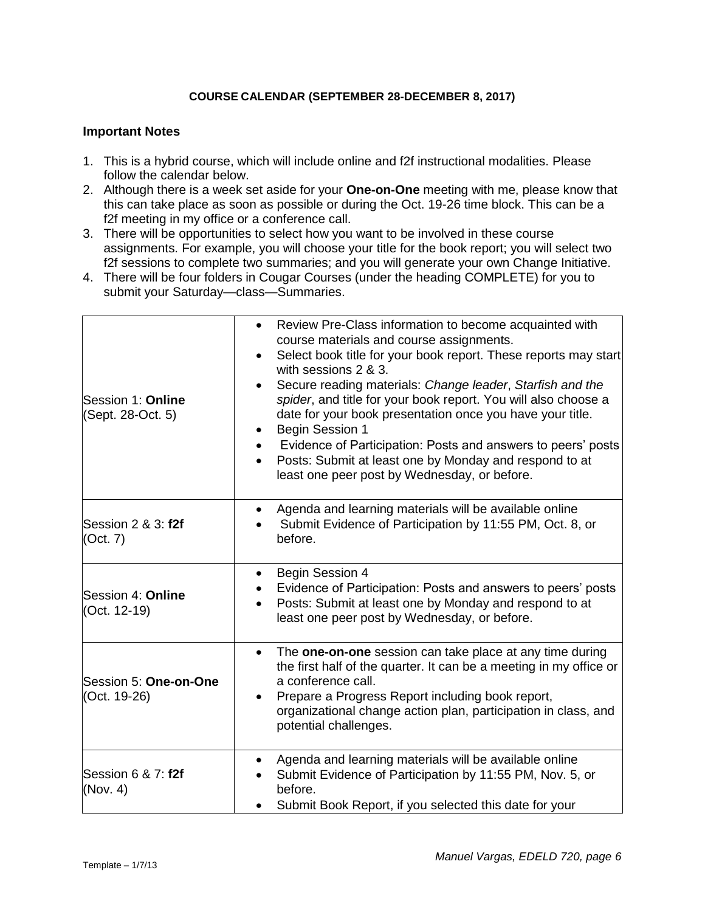**COURSE CALENDAR (SEPTEMBER 28-DECEMBER 8, 2017)**

**Important Notes**

1. This is a hybrid course, which will include online and f2f instructional modalities. Please follow the calendar below.
2. Although there is a week set aside for your **One-on-One** meeting with me, please know that this can take place as soon as possible or during the Oct. 19-26 time block. This can be a f2f meeting in my office or a conference call.
3. There will be opportunities to select how you want to be involved in these course assignments. For example, you will choose your title for the book report; you will select two f2f sessions to complete two summaries; and you will generate your own Change Initiative.
4. There will be four folders in Cougar Courses (under the heading COMPLETE) for you to submit your Saturday—class—Summaries.

| | |
|---|---|
| Session 1: **Online** (Sept. 28-Oct. 5) | • Review Pre-Class information to become acquainted with course materials and course assignments.<br>• Select book title for your book report. These reports may start with sessions 2 & 3.<br>• Secure reading materials: *Change leader*, *Starfish and the spider*, and title for your book report. You will also choose a date for your book presentation once you have your title.<br>• Begin Session 1<br>• Evidence of Participation: Posts and answers to peers' posts<br>• Posts: Submit at least one by Monday and respond to at least one peer post by Wednesday, or before. |
| Session 2 & 3: **f2f** (Oct. 7) | • Agenda and learning materials will be available online<br>• Submit Evidence of Participation by 11:55 PM, Oct. 8, or before. |
| Session 4: **Online** (Oct. 12-19) | • Begin Session 4<br>• Evidence of Participation: Posts and answers to peers' posts<br>• Posts: Submit at least one by Monday and respond to at least one peer post by Wednesday, or before. |
| Session 5: **One-on-One** (Oct. 19-26) | • The **one-on-one** session can take place at any time during the first half of the quarter. It can be a meeting in my office or a conference call.<br>• Prepare a Progress Report including book report, organizational change action plan, participation in class, and potential challenges. |
| Session 6 & 7: **f2f** (Nov. 4) | • Agenda and learning materials will be available online<br>• Submit Evidence of Participation by 11:55 PM, Nov. 5, or before.<br>• Submit Book Report, if you selected this date for your |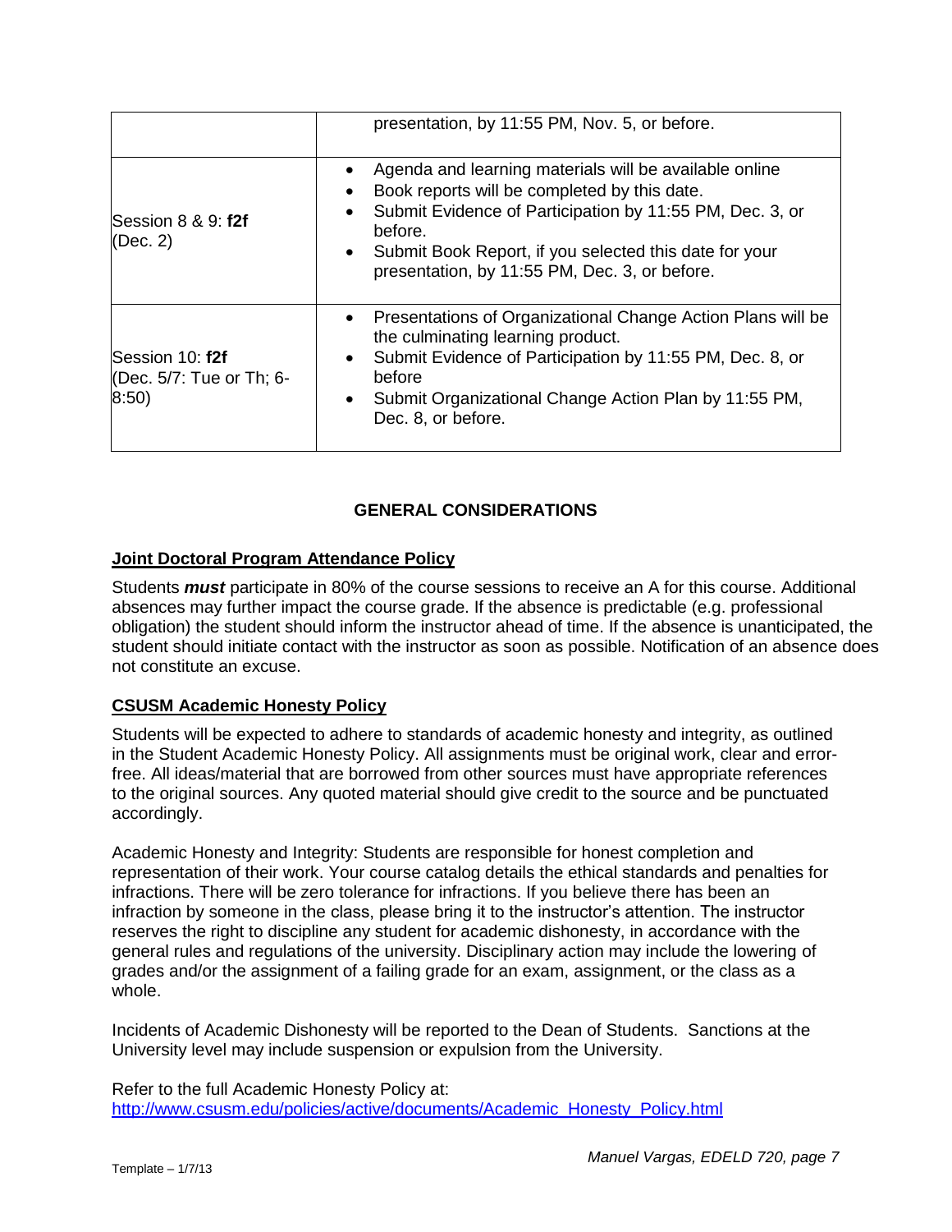| | |
|---|---|
| | presentation, by 11:55 PM, Nov. 5, or before. |
| Session 8 & 9: **f2f** (Dec. 2) | • Agenda and learning materials will be available online<br>• Book reports will be completed by this date.<br>• Submit Evidence of Participation by 11:55 PM, Dec. 3, or before.<br>• Submit Book Report, if you selected this date for your presentation, by 11:55 PM, Dec. 3, or before. |
| Session 10: **f2f** (Dec. 5/7: Tue or Th; 6-8:50) | • Presentations of Organizational Change Action Plans will be the culminating learning product.<br>• Submit Evidence of Participation by 11:55 PM, Dec. 8, or before<br>• Submit Organizational Change Action Plan by 11:55 PM, Dec. 8, or before. |

## GENERAL CONSIDERATIONS

### Joint Doctoral Program Attendance Policy

Students ***must*** participate in 80% of the course sessions to receive an A for this course. Additional absences may further impact the course grade. If the absence is predictable (e.g. professional obligation) the student should inform the instructor ahead of time. If the absence is unanticipated, the student should initiate contact with the instructor as soon as possible. Notification of an absence does not constitute an excuse.

### CSUSM Academic Honesty Policy

Students will be expected to adhere to standards of academic honesty and integrity, as outlined in the Student Academic Honesty Policy. All assignments must be original work, clear and error-free. All ideas/material that are borrowed from other sources must have appropriate references to the original sources. Any quoted material should give credit to the source and be punctuated accordingly.

Academic Honesty and Integrity: Students are responsible for honest completion and representation of their work. Your course catalog details the ethical standards and penalties for infractions. There will be zero tolerance for infractions. If you believe there has been an infraction by someone in the class, please bring it to the instructor's attention. The instructor reserves the right to discipline any student for academic dishonesty, in accordance with the general rules and regulations of the university. Disciplinary action may include the lowering of grades and/or the assignment of a failing grade for an exam, assignment, or the class as a whole.

Incidents of Academic Dishonesty will be reported to the Dean of Students. Sanctions at the University level may include suspension or expulsion from the University.

Refer to the full Academic Honesty Policy at:
[http://www.csusm.edu/policies/active/documents/Academic_Honesty_Policy.html](http://www.csusm.edu/policies/active/documents/Academic_Honesty_Policy.html)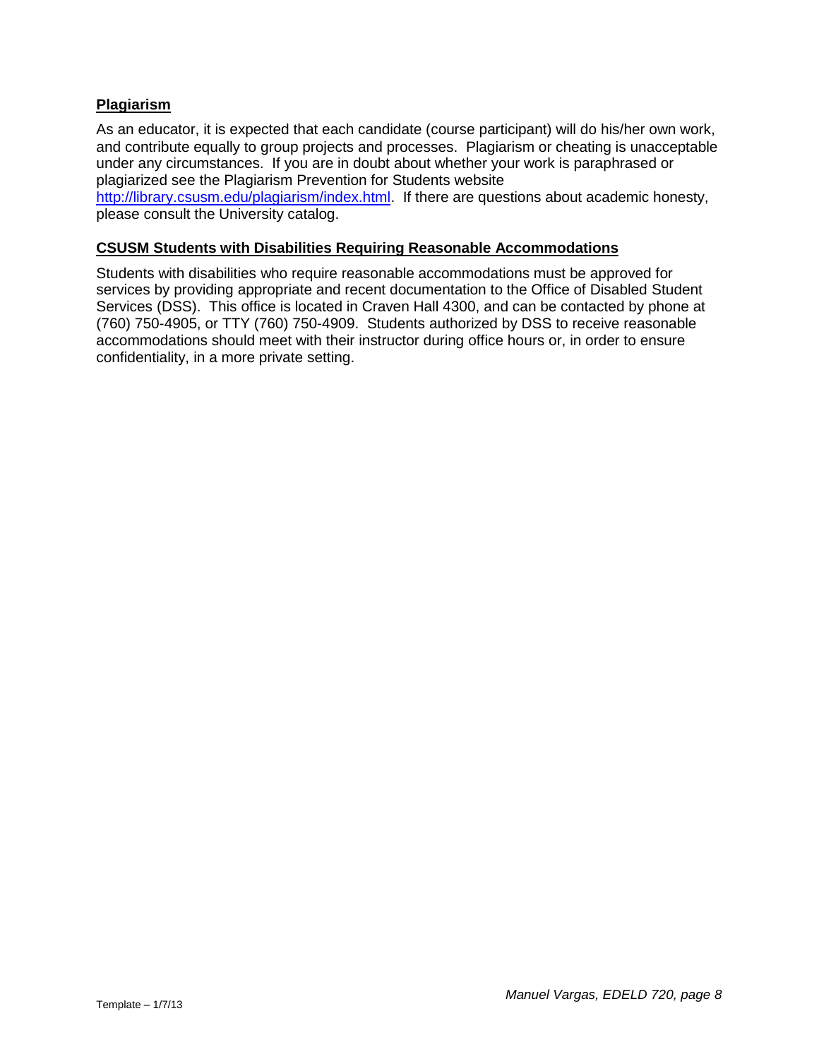## Plagiarism

As an educator, it is expected that each candidate (course participant) will do his/her own work, and contribute equally to group projects and processes. Plagiarism or cheating is unacceptable under any circumstances. If you are in doubt about whether your work is paraphrased or plagiarized see the Plagiarism Prevention for Students website http://library.csusm.edu/plagiarism/index.html. If there are questions about academic honesty, please consult the University catalog.

## CSUSM Students with Disabilities Requiring Reasonable Accommodations

Students with disabilities who require reasonable accommodations must be approved for services by providing appropriate and recent documentation to the Office of Disabled Student Services (DSS). This office is located in Craven Hall 4300, and can be contacted by phone at (760) 750-4905, or TTY (760) 750-4909. Students authorized by DSS to receive reasonable accommodations should meet with their instructor during office hours or, in order to ensure confidentiality, in a more private setting.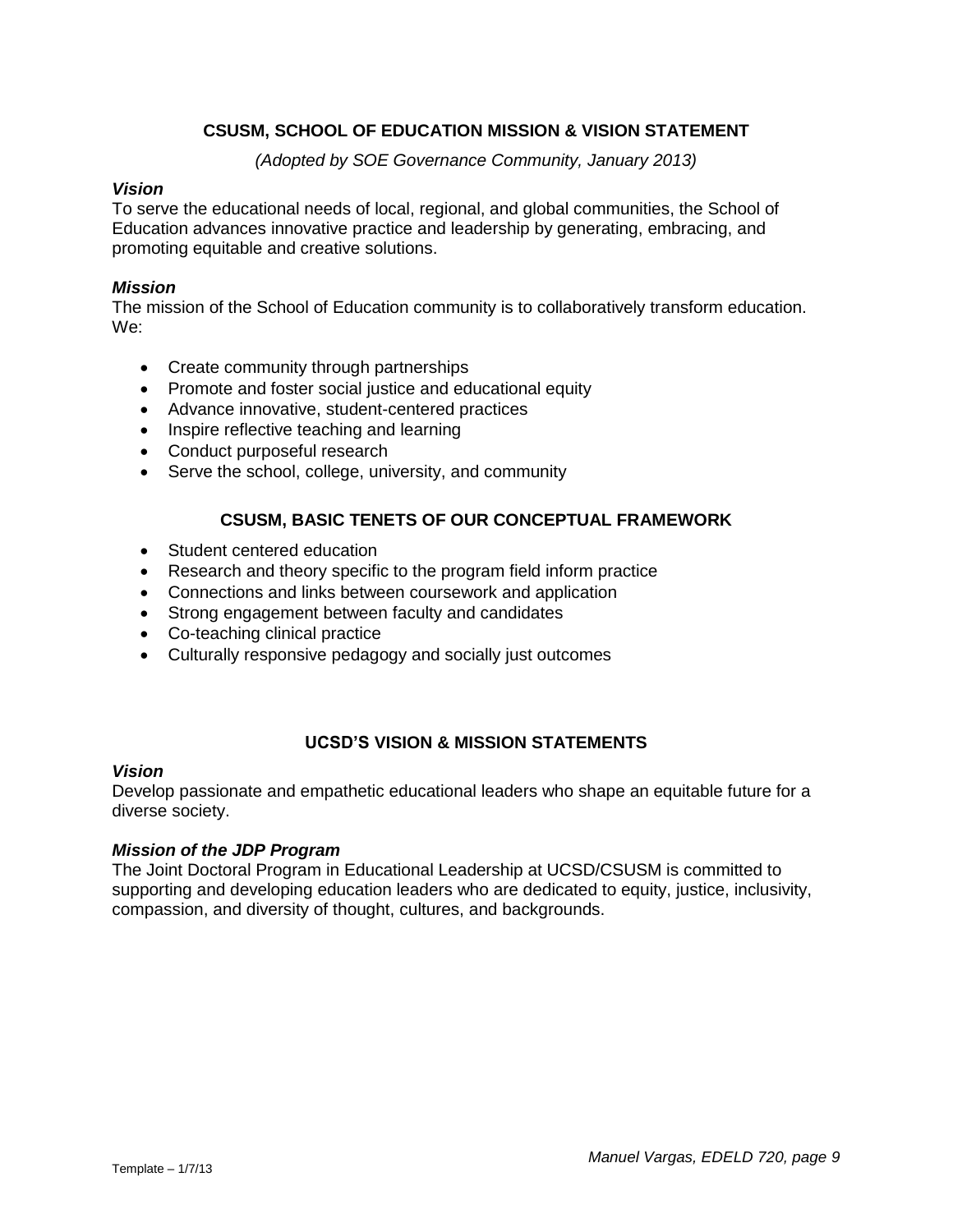## CSUSM, SCHOOL OF EDUCATION MISSION & VISION STATEMENT

*(Adopted by SOE Governance Community, January 2013)*

***Vision***

To serve the educational needs of local, regional, and global communities, the School of Education advances innovative practice and leadership by generating, embracing, and promoting equitable and creative solutions.

***Mission***

The mission of the School of Education community is to collaboratively transform education. We:

- Create community through partnerships
- Promote and foster social justice and educational equity
- Advance innovative, student-centered practices
- Inspire reflective teaching and learning
- Conduct purposeful research
- Serve the school, college, university, and community

## CSUSM, BASIC TENETS OF OUR CONCEPTUAL FRAMEWORK

- Student centered education
- Research and theory specific to the program field inform practice
- Connections and links between coursework and application
- Strong engagement between faculty and candidates
- Co-teaching clinical practice
- Culturally responsive pedagogy and socially just outcomes

## UCSD'S VISION & MISSION STATEMENTS

***Vision***

Develop passionate and empathetic educational leaders who shape an equitable future for a diverse society.

***Mission of the JDP Program***

The Joint Doctoral Program in Educational Leadership at UCSD/CSUSM is committed to supporting and developing education leaders who are dedicated to equity, justice, inclusivity, compassion, and diversity of thought, cultures, and backgrounds.